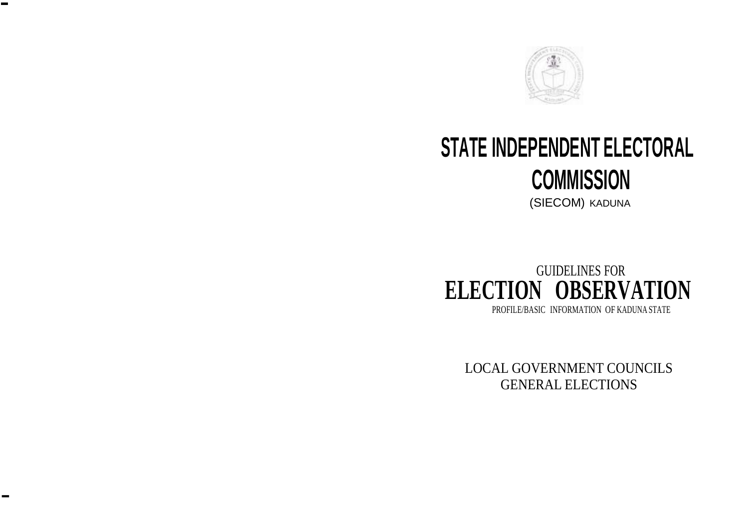# STATE INDEPENDENT ELECTORAL COMMISSION

(SIECOM) KADUNA

GUIDELINES FOR

## ELECTION OBSERVATION

PROFILE/BASIC INFORMATION OF KADUNA STATE

LOCAL GOVERNMENT COUNCILS
GENERAL ELECTIONS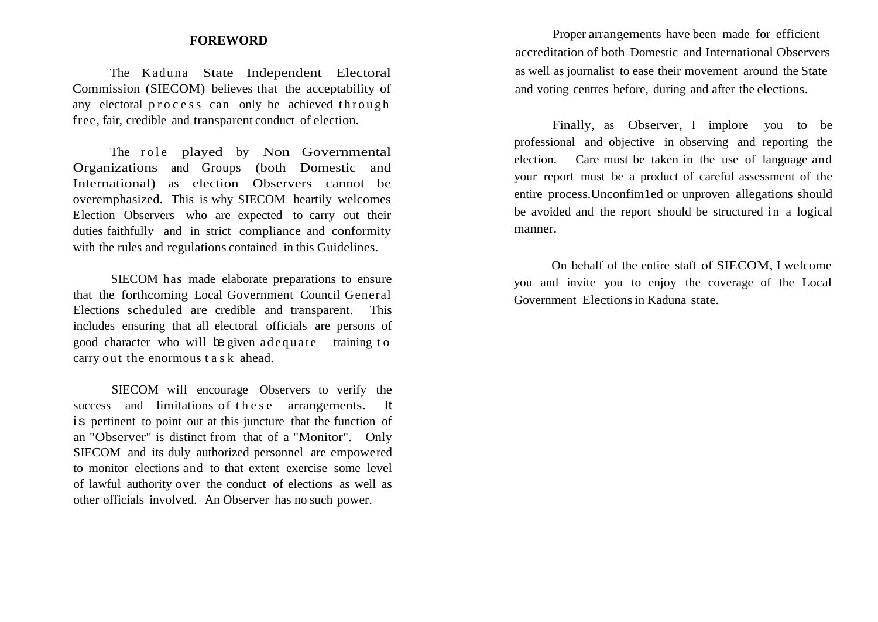## FOREWORD

The Kaduna State Independent Electoral Commission (SIECOM) believes that the acceptability of any electoral process can only be achieved through free, fair, credible and transparent conduct of election.

The role played by Non Governmental Organizations and Groups (both Domestic and International) as election Observers cannot be overemphasized. This is why SIECOM heartily welcomes Election Observers who are expected to carry out their duties faithfully and in strict compliance and conformity with the rules and regulations contained in this Guidelines.

SIECOM has made elaborate preparations to ensure that the forthcoming Local Government Council General Elections scheduled are credible and transparent. This includes ensuring that all electoral officials are persons of good character who will be given adequate training to carry out the enormous task ahead.

SIECOM will encourage Observers to verify the success and limitations of these arrangements. It is pertinent to point out at this juncture that the function of an "Observer" is distinct from that of a "Monitor". Only SIECOM and its duly authorized personnel are empowered to monitor elections and to that extent exercise some level of lawful authority over the conduct of elections as well as other officials involved. An Observer has no such power.

Proper arrangements have been made for efficient accreditation of both Domestic and International Observers as well as journalist to ease their movement around the State and voting centres before, during and after the elections.

Finally, as Observer, I implore you to be professional and objective in observing and reporting the election. Care must be taken in the use of language and your report must be a product of careful assessment of the entire process.Unconfim1ed or unproven allegations should be avoided and the report should be structured in a logical manner.

On behalf of the entire staff of SIECOM, I welcome you and invite you to enjoy the coverage of the Local Government Elections in Kaduna state.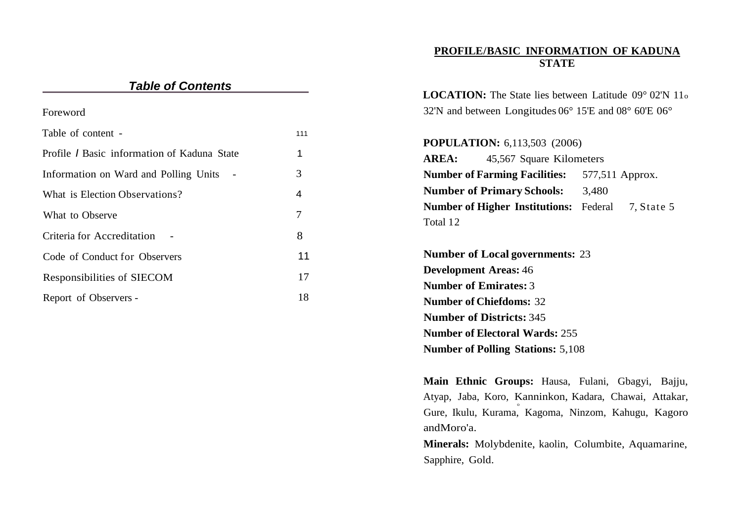## *Table of Contents*

| | |
|---|---|
| Foreword | |
| Table of content - | 111 |
| Profile / Basic information of Kaduna State | 1 |
| Information on Ward and Polling Units - | 3 |
| What is Election Observations? | 4 |
| What to Observe | 7 |
| Criteria for Accreditation - | 8 |
| Code of Conduct for Observers | 11 |
| Responsibilities of SIECOM | 17 |
| Report of Observers - | 18 |

# PROFILE/BASIC INFORMATION OF KADUNA STATE

**LOCATION:** The State lies between Latitude 09° 02'N 11o 32'N and between Longitudes 06° 15'E and 08° 60'E 06°

**POPULATION:** 6,113,503 (2006)
**AREA:** 45,567 Square Kilometers
**Number of Farming Facilities:** 577,511 Approx.
**Number of Primary Schools:** 3,480
**Number of Higher Institutions:** Federal 7, State 5 Total 12

**Number of Local governments:** 23
**Development Areas:** 46
**Number of Emirates:** 3
**Number of Chiefdoms:** 32
**Number of Districts:** 345
**Number of Electoral Wards:** 255
**Number of Polling Stations:** 5,108

**Main Ethnic Groups:** Hausa, Fulani, Gbagyi, Bajju, Atyap, Jaba, Koro, Kanninkon, Kadara, Chawai, Attakar, Gure, Ikulu, Kurama, Kagoma, Ninzom, Kahugu, Kagoro andMoro'a.

**Minerals:** Molybdenite, kaolin, Columbite, Aquamarine, Sapphire, Gold.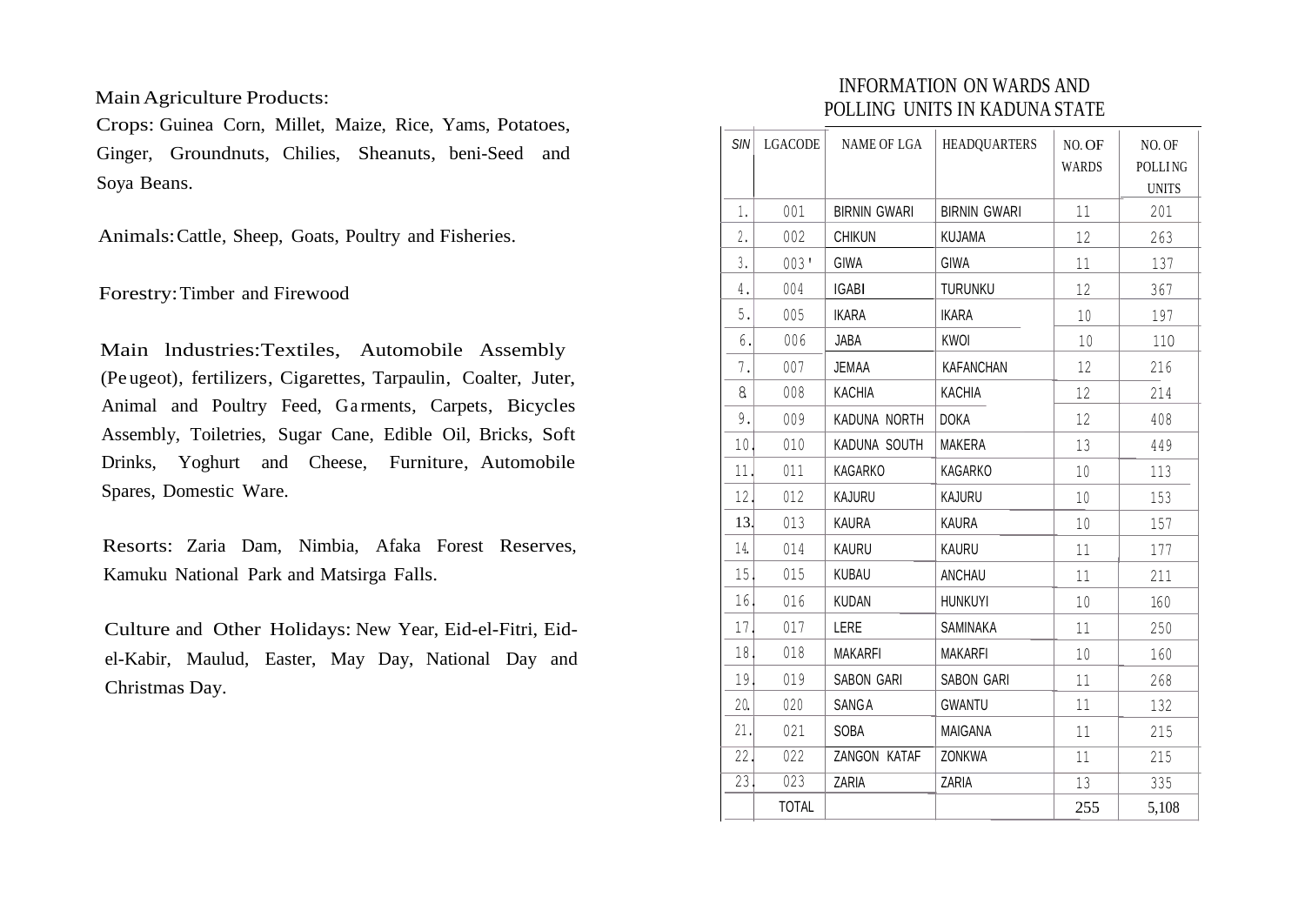Main Agriculture Products:

Crops: Guinea Corn, Millet, Maize, Rice, Yams, Potatoes, Ginger, Groundnuts, Chilies, Sheanuts, beni-Seed and Soya Beans.

Animals: Cattle, Sheep, Goats, Poultry and Fisheries.

Forestry: Timber and Firewood

Main lndustries: Textiles, Automobile Assembly (Peugeot), fertilizers, Cigarettes, Tarpaulin, Coalter, Juter, Animal and Poultry Feed, Garments, Carpets, Bicycles Assembly, Toiletries, Sugar Cane, Edible Oil, Bricks, Soft Drinks, Yoghurt and Cheese, Furniture, Automobile Spares, Domestic Ware.

Resorts: Zaria Dam, Nimbia, Afaka Forest Reserves, Kamuku National Park and Matsirga Falls.

Culture and Other Holidays: New Year, Eid-el-Fitri, Eid-el-Kabir, Maulud, Easter, May Day, National Day and Christmas Day.

## INFORMATION ON WARDS AND POLLING UNITS IN KADUNA STATE

| SIN | LGACODE | NAME OF LGA | HEADQUARTERS | NO. OF WARDS | NO. OF POLLING UNITS |
|---|---|---|---|---|---|
| 1. | 001 | BIRNIN GWARI | BIRNIN GWARI | 11 | 201 |
| 2. | 002 | CHIKUN | KUJAMA | 12 | 263 |
| 3. | 003' | GIWA | GIWA | 11 | 137 |
| 4. | 004 | IGABI | TURUNKU | 12 | 367 |
| 5. | 005 | IKARA | IKARA | 10 | 197 |
| 6. | 006 | JABA | KWOI | 10 | 110 |
| 7. | 007 | JEMAA | KAFANCHAN | 12 | 216 |
| 8. | 008 | KACHIA | KACHIA | 12 | 214 |
| 9. | 009 | KADUNA NORTH | DOKA | 12 | 408 |
| 10. | 010 | KADUNA SOUTH | MAKERA | 13 | 449 |
| 11. | 011 | KAGARKO | KAGARKO | 10 | 113 |
| 12. | 012 | KAJURU | KAJURU | 10 | 153 |
| 13. | 013 | KAURA | KAURA | 10 | 157 |
| 14. | 014 | KAURU | KAURU | 11 | 177 |
| 15. | 015 | KUBAU | ANCHAU | 11 | 211 |
| 16. | 016 | KUDAN | HUNKUYI | 10 | 160 |
| 17. | 017 | LERE | SAMINAKA | 11 | 250 |
| 18. | 018 | MAKARFI | MAKARFI | 10 | 160 |
| 19. | 019 | SABON GARI | SABON GARI | 11 | 268 |
| 20. | 020 | SANGA | GWANTU | 11 | 132 |
| 21. | 021 | SOBA | MAIGANA | 11 | 215 |
| 22. | 022 | ZANGON KATAF | ZONKWA | 11 | 215 |
| 23. | 023 | ZARIA | ZARIA | 13 | 335 |
| | TOTAL | | | 255 | 5,108 |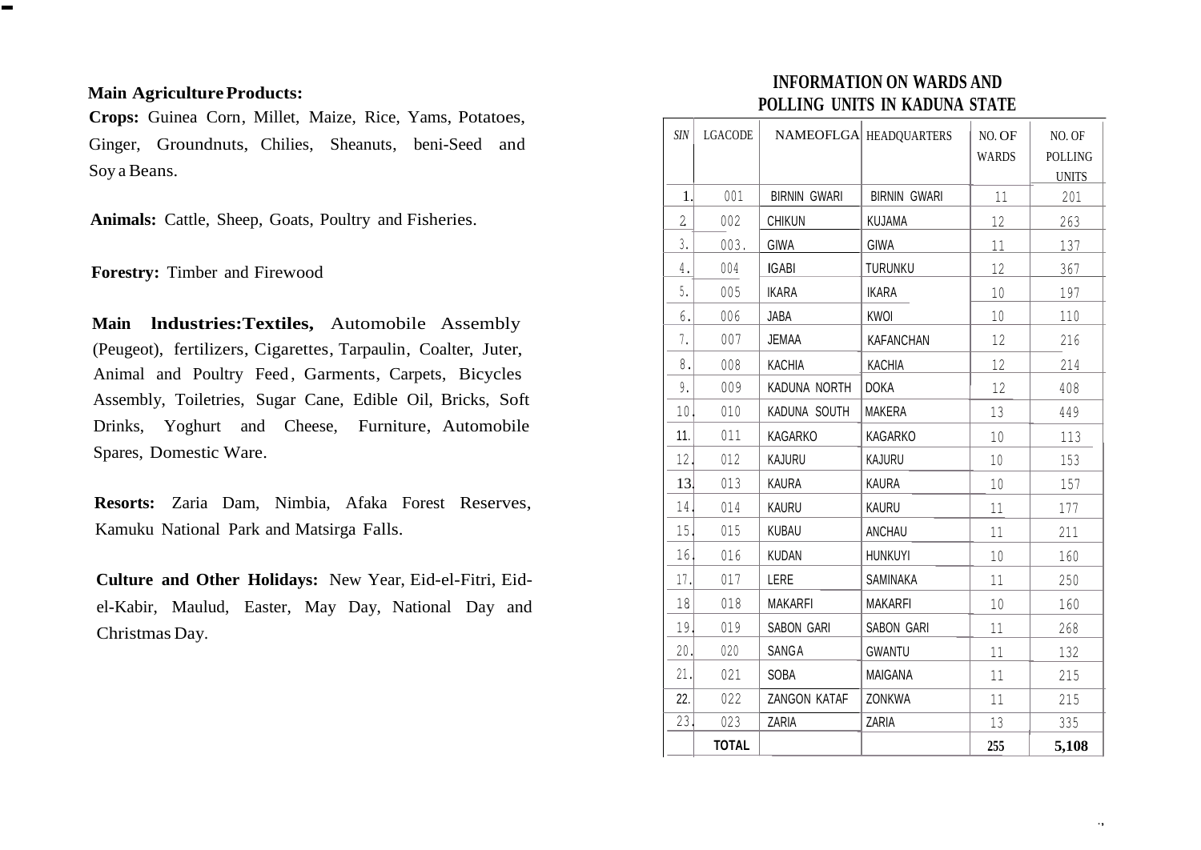**Main Agriculture Products:**

**Crops:** Guinea Corn, Millet, Maize, Rice, Yams, Potatoes, Ginger, Groundnuts, Chilies, Sheanuts, beni-Seed and Soy a Beans.

**Animals:** Cattle, Sheep, Goats, Poultry and Fisheries.

**Forestry:** Timber and Firewood

**Main lndustries:Textiles,** Automobile Assembly (Peugeot), fertilizers, Cigarettes, Tarpaulin, Coalter, Juter, Animal and Poultry Feed, Garments, Carpets, Bicycles Assembly, Toiletries, Sugar Cane, Edible Oil, Bricks, Soft Drinks, Yoghurt and Cheese, Furniture, Automobile Spares, Domestic Ware.

**Resorts:** Zaria Dam, Nimbia, Afaka Forest Reserves, Kamuku National Park and Matsirga Falls.

**Culture and Other Holidays:** New Year, Eid-el-Fitri, Eid-el-Kabir, Maulud, Easter, May Day, National Day and Christmas Day.

## INFORMATION ON WARDS AND POLLING UNITS IN KADUNA STATE

| SIN | LGACODE | NAMEOFLGA | HEADQUARTERS | NO. OF WARDS | NO. OF POLLING UNITS |
|---|---|---|---|---|---|
| 1. | 001 | BIRNIN GWARI | BIRNIN GWARI | 11 | 201 |
| 2 | 002 | CHIKUN | KUJAMA | 12 | 263 |
| 3. | 003. | GIWA | GIWA | 11 | 137 |
| 4. | 004 | IGABI | TURUNKU | 12 | 367 |
| 5. | 005 | IKARA | IKARA | 10 | 197 |
| 6. | 006 | JABA | KWOI | 10 | 110 |
| 7. | 007 | JEMAA | KAFANCHAN | 12 | 216 |
| 8. | 008 | KACHIA | KACHIA | 12 | 214 |
| 9. | 009 | KADUNA NORTH | DOKA | 12 | 408 |
| 10. | 010 | KADUNA SOUTH | MAKERA | 13 | 449 |
| 11. | 011 | KAGARKO | KAGARKO | 10 | 113 |
| 12. | 012 | KAJURU | KAJURU | 10 | 153 |
| 13. | 013 | KAURA | KAURA | 10 | 157 |
| 14. | 014 | KAURU | KAURU | 11 | 177 |
| 15. | 015 | KUBAU | ANCHAU | 11 | 211 |
| 16. | 016 | KUDAN | HUNKUYI | 10 | 160 |
| 17. | 017 | LERE | SAMINAKA | 11 | 250 |
| 18 | 018 | MAKARFI | MAKARFI | 10 | 160 |
| 19. | 019 | SABON GARI | SABON GARI | 11 | 268 |
| 20. | 020 | SANGA | GWANTU | 11 | 132 |
| 21. | 021 | SOBA | MAIGANA | 11 | 215 |
| 22. | 022 | ZANGON KATAF | ZONKWA | 11 | 215 |
| 23. | 023 | ZARIA | ZARIA | 13 | 335 |
| | **TOTAL** | | | **255** | **5,108** |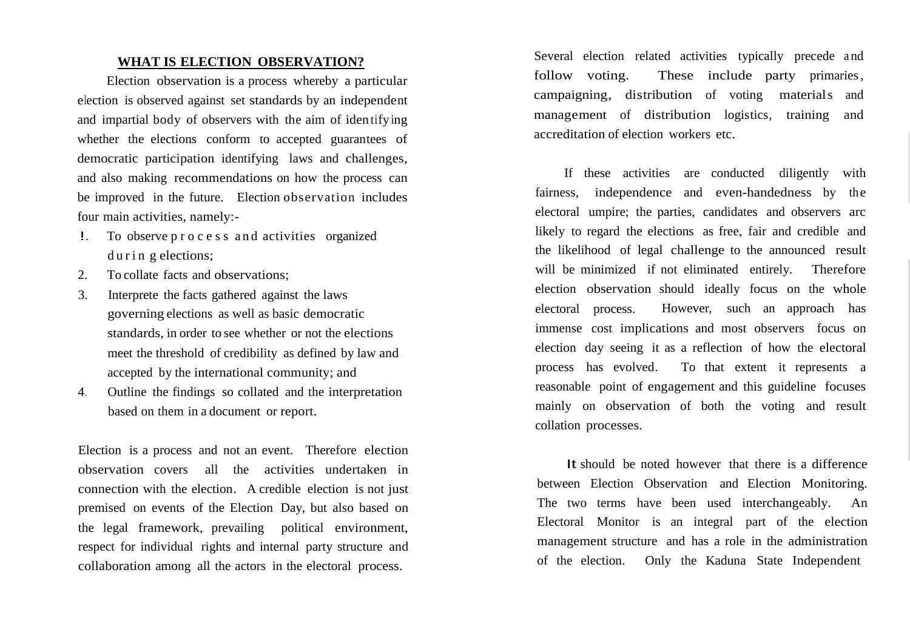## WHAT IS ELECTION OBSERVATION?

Election observation is a process whereby a particular election is observed against set standards by an independent and impartial body of observers with the aim of identifying whether the elections conform to accepted guarantees of democratic participation identifying laws and challenges, and also making recommendations on how the process can be improved in the future. Election observation includes four main activities, namely:-

1. To observe process and activities organized during elections;
2. To collate facts and observations;
3. Interprete the facts gathered against the laws governing elections as well as basic democratic standards, in order to see whether or not the elections meet the threshold of credibility as defined by law and accepted by the international community; and
4. Outline the findings so collated and the interpretation based on them in a document or report.

Election is a process and not an event. Therefore election observation covers all the activities undertaken in connection with the election. A credible election is not just premised on events of the Election Day, but also based on the legal framework, prevailing political environment, respect for individual rights and internal party structure and collaboration among all the actors in the electoral process.

Several election related activities typically precede and follow voting. These include party primaries, campaigning, distribution of voting materials and management of distribution logistics, training and accreditation of election workers etc.

If these activities are conducted diligently with fairness, independence and even-handedness by the electoral umpire; the parties, candidates and observers arc likely to regard the elections as free, fair and credible and the likelihood of legal challenge to the announced result will be minimized if not eliminated entirely. Therefore election observation should ideally focus on the whole electoral process. However, such an approach has immense cost implications and most observers focus on election day seeing it as a reflection of how the electoral process has evolved. To that extent it represents a reasonable point of engagement and this guideline focuses mainly on observation of both the voting and result collation processes.

It should be noted however that there is a difference between Election Observation and Election Monitoring. The two terms have been used interchangeably. An Electoral Monitor is an integral part of the election management structure and has a role in the administration of the election. Only the Kaduna State Independent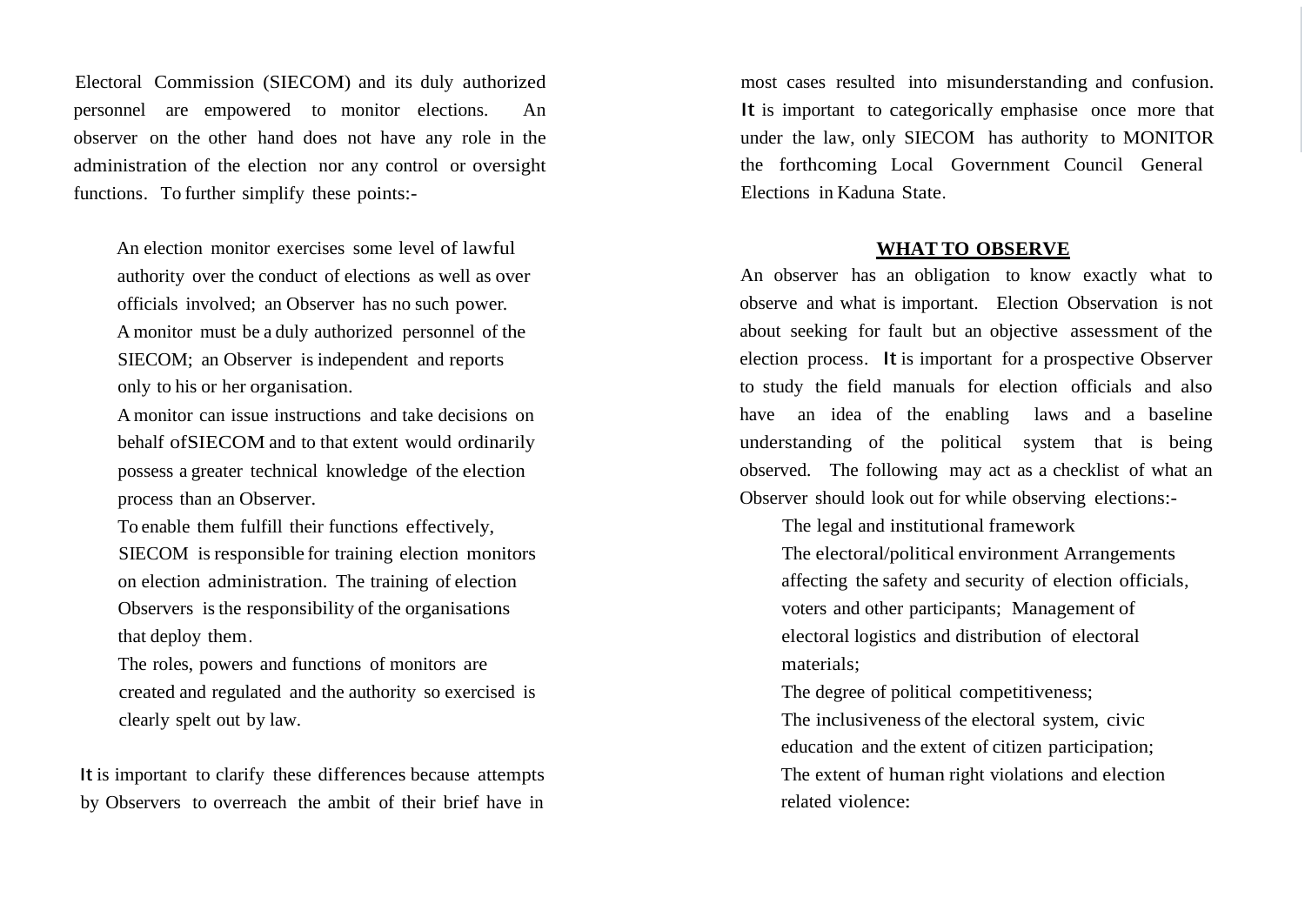Electoral Commission (SIECOM) and its duly authorized personnel are empowered to monitor elections. An observer on the other hand does not have any role in the administration of the election nor any control or oversight functions. To further simplify these points:-

- An election monitor exercises some level of lawful authority over the conduct of elections as well as over officials involved; an Observer has no such power.
- A monitor must be a duly authorized personnel of the SIECOM; an Observer is independent and reports only to his or her organisation.
- A monitor can issue instructions and take decisions on behalf ofSIECOM and to that extent would ordinarily possess a greater technical knowledge of the election process than an Observer.
- To enable them fulfill their functions effectively, SIECOM is responsible for training election monitors on election administration. The training of election Observers is the responsibility of the organisations that deploy them.
- The roles, powers and functions of monitors are created and regulated and the authority so exercised is clearly spelt out by law.

It is important to clarify these differences because attempts by Observers to overreach the ambit of their brief have in most cases resulted into misunderstanding and confusion. It is important to categorically emphasise once more that under the law, only SIECOM has authority to MONITOR the forthcoming Local Government Council General Elections in Kaduna State.

## WHAT TO OBSERVE

An observer has an obligation to know exactly what to observe and what is important. Election Observation is not about seeking for fault but an objective assessment of the election process. It is important for a prospective Observer to study the field manuals for election officials and also have an idea of the enabling laws and a baseline understanding of the political system that is being observed. The following may act as a checklist of what an Observer should look out for while observing elections:-

- The legal and institutional framework
- The electoral/political environment Arrangements affecting the safety and security of election officials, voters and other participants; Management of electoral logistics and distribution of electoral materials;
- The degree of political competitiveness;
- The inclusiveness of the electoral system, civic education and the extent of citizen participation;
- The extent of human right violations and election related violence: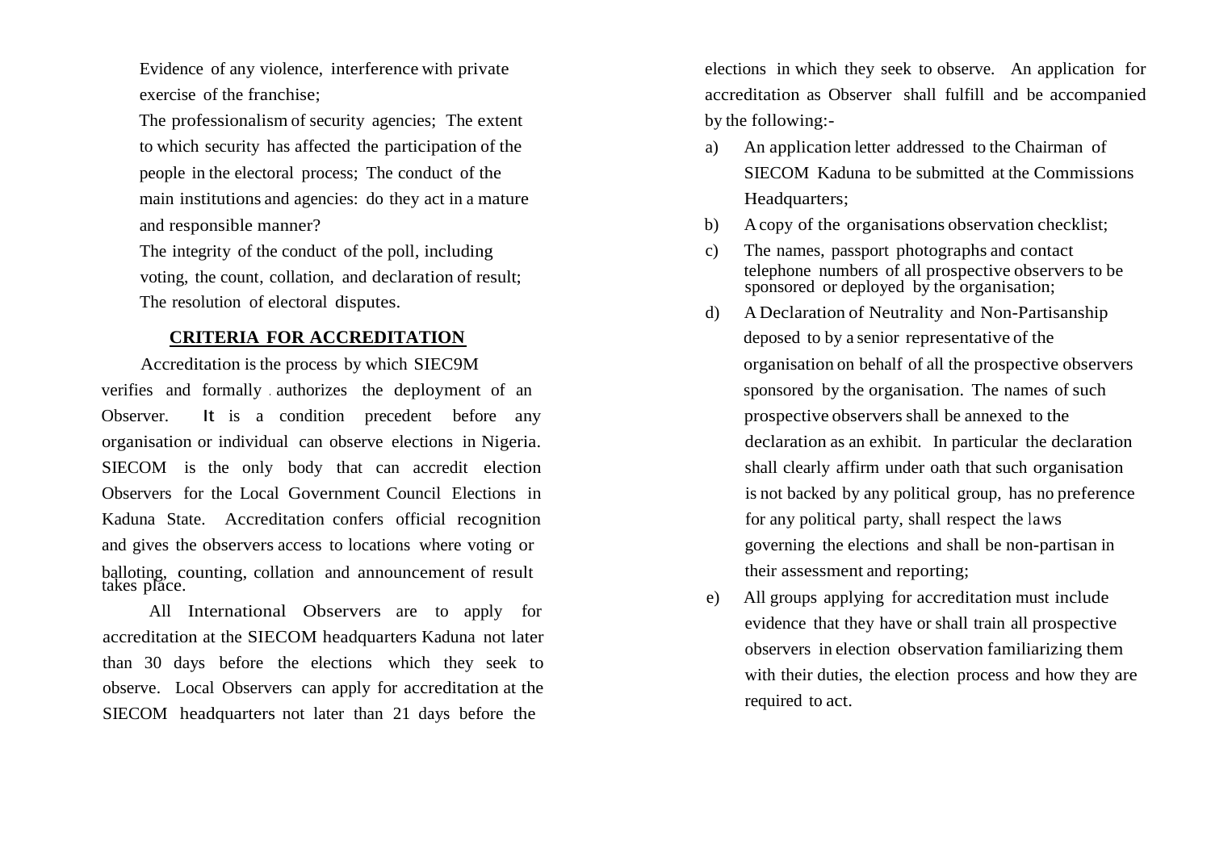Evidence of any violence, interference with private exercise of the franchise;

The professionalism of security agencies; The extent to which security has affected the participation of the people in the electoral process; The conduct of the main institutions and agencies: do they act in a mature and responsible manner?

The integrity of the conduct of the poll, including voting, the count, collation, and declaration of result; The resolution of electoral disputes.

## CRITERIA FOR ACCREDITATION

Accreditation is the process by which SIEC9M verifies and formally authorizes the deployment of an Observer. It is a condition precedent before any organisation or individual can observe elections in Nigeria. SIECOM is the only body that can accredit election Observers for the Local Government Council Elections in Kaduna State. Accreditation confers official recognition and gives the observers access to locations where voting or balloting, counting, collation and announcement of result takes place.

All International Observers are to apply for accreditation at the SIECOM headquarters Kaduna not later than 30 days before the elections which they seek to observe. Local Observers can apply for accreditation at the SIECOM headquarters not later than 21 days before the elections in which they seek to observe. An application for accreditation as Observer shall fulfill and be accompanied by the following:-

a) An application letter addressed to the Chairman of SIECOM Kaduna to be submitted at the Commissions Headquarters;
b) A copy of the organisations observation checklist;
c) The names, passport photographs and contact telephone numbers of all prospective observers to be sponsored or deployed by the organisation;
d) A Declaration of Neutrality and Non-Partisanship deposed to by a senior representative of the organisation on behalf of all the prospective observers sponsored by the organisation. The names of such prospective observers shall be annexed to the declaration as an exhibit. In particular the declaration shall clearly affirm under oath that such organisation is not backed by any political group, has no preference for any political party, shall respect the laws governing the elections and shall be non-partisan in their assessment and reporting;
e) All groups applying for accreditation must include evidence that they have or shall train all prospective observers in election observation familiarizing them with their duties, the election process and how they are required to act.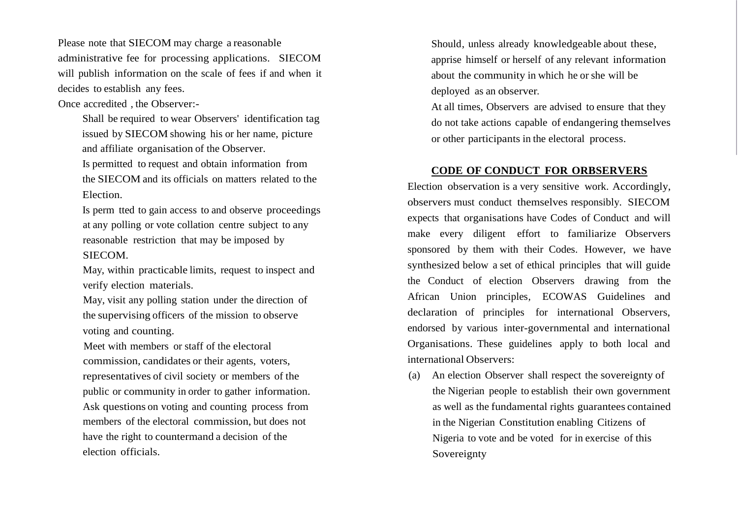Please note that SIECOM may charge a reasonable administrative fee for processing applications. SIECOM will publish information on the scale of fees if and when it decides to establish any fees.

Once accredited , the Observer:-

- Shall be required to wear Observers' identification tag issued by SIECOM showing his or her name, picture and affiliate organisation of the Observer.
- Is permitted to request and obtain information from the SIECOM and its officials on matters related to the Election.
- Is perm tted to gain access to and observe proceedings at any polling or vote collation centre subject to any reasonable restriction that may be imposed by SIECOM.
- May, within practicable limits, request to inspect and verify election materials.
- May, visit any polling station under the direction of the supervising officers of the mission to observe voting and counting.
- Meet with members or staff of the electoral commission, candidates or their agents, voters, representatives of civil society or members of the public or community in order to gather information.
- Ask questions on voting and counting process from members of the electoral commission, but does not have the right to countermand a decision of the election officials.
- Should, unless already knowledgeable about these, apprise himself or herself of any relevant information about the community in which he or she will be deployed as an observer.
- At all times, Observers are advised to ensure that they do not take actions capable of endangering themselves or other participants in the electoral process.

## CODE OF CONDUCT FOR ORBSERVERS

Election observation is a very sensitive work. Accordingly, observers must conduct themselves responsibly. SIECOM expects that organisations have Codes of Conduct and will make every diligent effort to familiarize Observers sponsored by them with their Codes. However, we have synthesized below a set of ethical principles that will guide the Conduct of election Observers drawing from the African Union principles, ECOWAS Guidelines and declaration of principles for international Observers, endorsed by various inter-governmental and international Organisations. These guidelines apply to both local and international Observers:

(a) An election Observer shall respect the sovereignty of the Nigerian people to establish their own government as well as the fundamental rights guarantees contained in the Nigerian Constitution enabling Citizens of Nigeria to vote and be voted for in exercise of this Sovereignty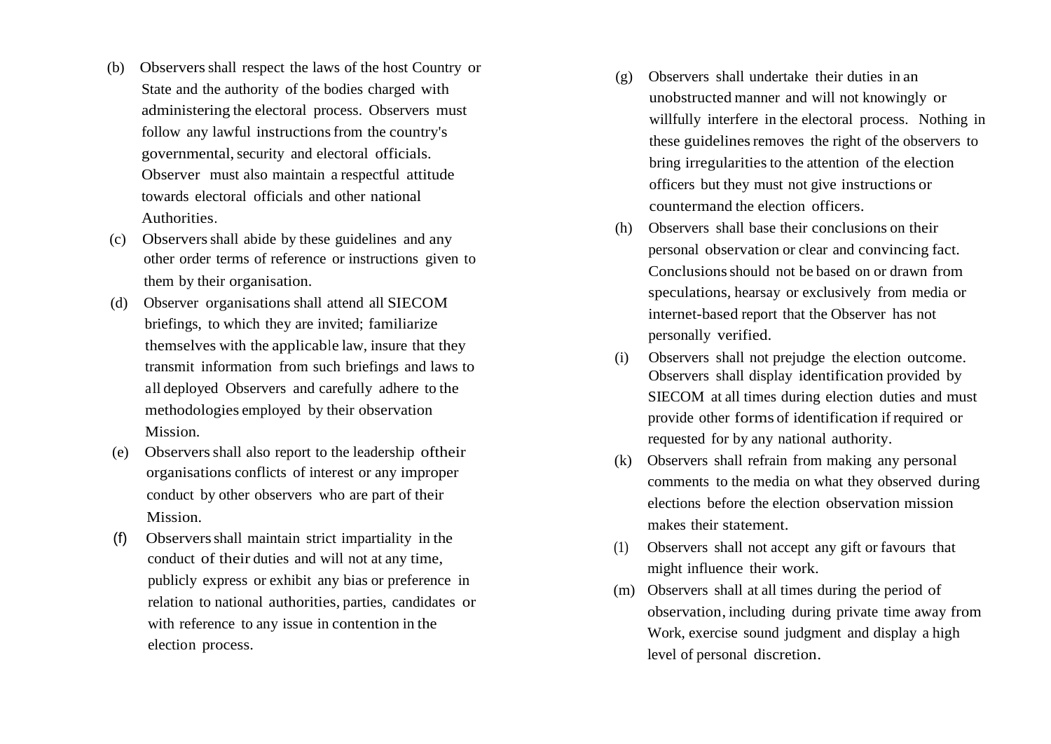(b) Observers shall respect the laws of the host Country or State and the authority of the bodies charged with administering the electoral process. Observers must follow any lawful instructions from the country's governmental, security and electoral officials. Observer must also maintain a respectful attitude towards electoral officials and other national Authorities.

(c) Observers shall abide by these guidelines and any other order terms of reference or instructions given to them by their organisation.

(d) Observer organisations shall attend all SIECOM briefings, to which they are invited; familiarize themselves with the applicable law, insure that they transmit information from such briefings and laws to all deployed Observers and carefully adhere to the methodologies employed by their observation Mission.

(e) Observers shall also report to the leadership oftheir organisations conflicts of interest or any improper conduct by other observers who are part of their Mission.

(f) Observers shall maintain strict impartiality in the conduct of their duties and will not at any time, publicly express or exhibit any bias or preference in relation to national authorities, parties, candidates or with reference to any issue in contention in the election process.

(g) Observers shall undertake their duties in an unobstructed manner and will not knowingly or willfully interfere in the electoral process. Nothing in these guidelines removes the right of the observers to bring irregularities to the attention of the election officers but they must not give instructions or countermand the election officers.

(h) Observers shall base their conclusions on their personal observation or clear and convincing fact. Conclusions should not be based on or drawn from speculations, hearsay or exclusively from media or internet-based report that the Observer has not personally verified.

(i) Observers shall not prejudge the election outcome. Observers shall display identification provided by SIECOM at all times during election duties and must provide other forms of identification if required or requested for by any national authority.

(k) Observers shall refrain from making any personal comments to the media on what they observed during elections before the election observation mission makes their statement.

(1) Observers shall not accept any gift or favours that might influence their work.

(m) Observers shall at all times during the period of observation, including during private time away from Work, exercise sound judgment and display a high level of personal discretion.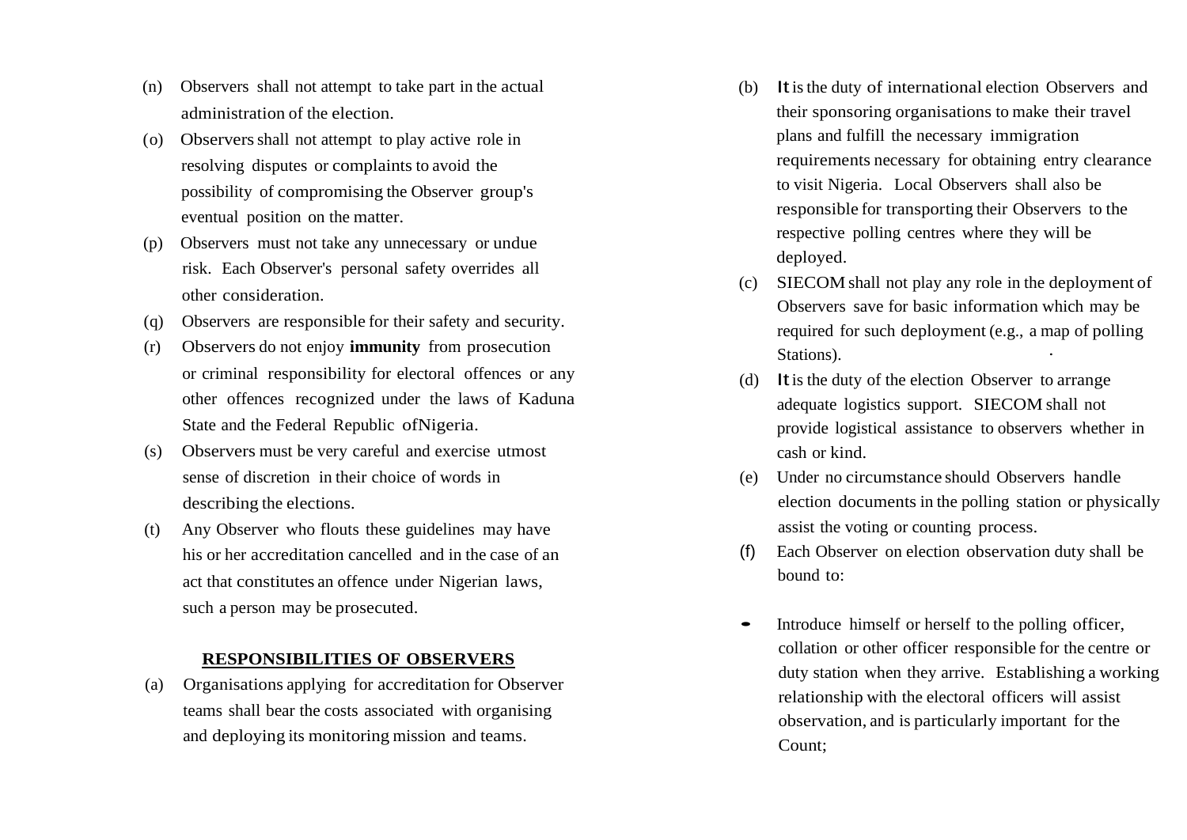(n) Observers shall not attempt to take part in the actual administration of the election.

(o) Observers shall not attempt to play active role in resolving disputes or complaints to avoid the possibility of compromising the Observer group's eventual position on the matter.

(p) Observers must not take any unnecessary or undue risk. Each Observer's personal safety overrides all other consideration.

(q) Observers are responsible for their safety and security.

(r) Observers do not enjoy **immunity** from prosecution or criminal responsibility for electoral offences or any other offences recognized under the laws of Kaduna State and the Federal Republic ofNigeria.

(s) Observers must be very careful and exercise utmost sense of discretion in their choice of words in describing the elections.

(t) Any Observer who flouts these guidelines may have his or her accreditation cancelled and in the case of an act that constitutes an offence under Nigerian laws, such a person may be prosecuted.

## RESPONSIBILITIES OF OBSERVERS

(a) Organisations applying for accreditation for Observer teams shall bear the costs associated with organising and deploying its monitoring mission and teams.

(b) It is the duty of international election Observers and their sponsoring organisations to make their travel plans and fulfill the necessary immigration requirements necessary for obtaining entry clearance to visit Nigeria. Local Observers shall also be responsible for transporting their Observers to the respective polling centres where they will be deployed.

(c) SIECOM shall not play any role in the deployment of Observers save for basic information which may be required for such deployment (e.g., a map of polling Stations).

(d) It is the duty of the election Observer to arrange adequate logistics support. SIECOM shall not provide logistical assistance to observers whether in cash or kind.

(e) Under no circumstance should Observers handle election documents in the polling station or physically assist the voting or counting process.

(f) Each Observer on election observation duty shall be bound to:

- Introduce himself or herself to the polling officer, collation or other officer responsible for the centre or duty station when they arrive. Establishing a working relationship with the electoral officers will assist observation, and is particularly important for the Count;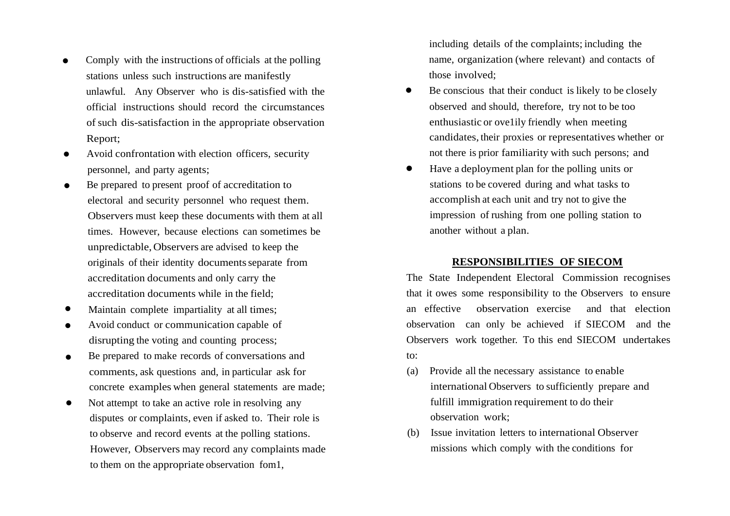- Comply with the instructions of officials at the polling stations unless such instructions are manifestly unlawful. Any Observer who is dis-satisfied with the official instructions should record the circumstances of such dis-satisfaction in the appropriate observation Report;
- Avoid confrontation with election officers, security personnel, and party agents;
- Be prepared to present proof of accreditation to electoral and security personnel who request them. Observers must keep these documents with them at all times. However, because elections can sometimes be unpredictable, Observers are advised to keep the originals of their identity documents separate from accreditation documents and only carry the accreditation documents while in the field;
- Maintain complete impartiality at all times;
- Avoid conduct or communication capable of disrupting the voting and counting process;
- Be prepared to make records of conversations and comments, ask questions and, in particular ask for concrete examples when general statements are made;
- Not attempt to take an active role in resolving any disputes or complaints, even if asked to. Their role is to observe and record events at the polling stations. However, Observers may record any complaints made to them on the appropriate observation fom1, including details of the complaints; including the name, organization (where relevant) and contacts of those involved;
- Be conscious that their conduct is likely to be closely observed and should, therefore, try not to be too enthusiastic or ove1ily friendly when meeting candidates, their proxies or representatives whether or not there is prior familiarity with such persons; and
- Have a deployment plan for the polling units or stations to be covered during and what tasks to accomplish at each unit and try not to give the impression of rushing from one polling station to another without a plan.

## RESPONSIBILITIES OF SIECOM

The State Independent Electoral Commission recognises that it owes some responsibility to the Observers to ensure an effective observation exercise and that election observation can only be achieved if SIECOM and the Observers work together. To this end SIECOM undertakes to:

(a) Provide all the necessary assistance to enable international Observers to sufficiently prepare and fulfill immigration requirement to do their observation work;

(b) Issue invitation letters to international Observer missions which comply with the conditions for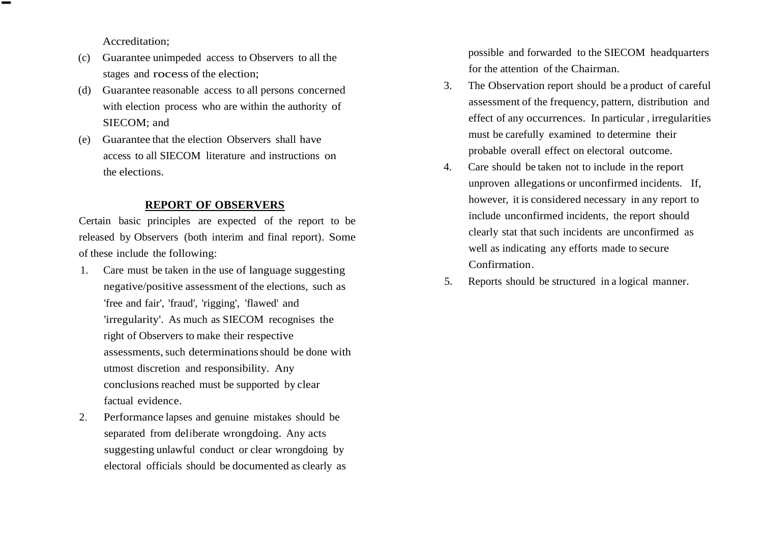Accreditation;

(c) Guarantee unimpeded access to Observers to all the stages and rocess of the election;

(d) Guarantee reasonable access to all persons concerned with election process who are within the authority of SIECOM; and

(e) Guarantee that the election Observers shall have access to all SIECOM literature and instructions on the elections.

## REPORT OF OBSERVERS

Certain basic principles are expected of the report to be released by Observers (both interim and final report). Some of these include the following:

1. Care must be taken in the use of language suggesting negative/positive assessment of the elections, such as 'free and fair', 'fraud', 'rigging', 'flawed' and 'irregularity'. As much as SIECOM recognises the right of Observers to make their respective assessments, such determinations should be done with utmost discretion and responsibility. Any conclusions reached must be supported by clear factual evidence.
2. Performance lapses and genuine mistakes should be separated from deliberate wrongdoing. Any acts suggesting unlawful conduct or clear wrongdoing by electoral officials should be documented as clearly as possible and forwarded to the SIECOM headquarters for the attention of the Chairman.
3. The Observation report should be a product of careful assessment of the frequency, pattern, distribution and effect of any occurrences. In particular , irregularities must be carefully examined to determine their probable overall effect on electoral outcome.
4. Care should be taken not to include in the report unproven allegations or unconfirmed incidents. If, however, it is considered necessary in any report to include unconfirmed incidents, the report should clearly stat that such incidents are unconfirmed as well as indicating any efforts made to secure Confirmation.
5. Reports should be structured in a logical manner.